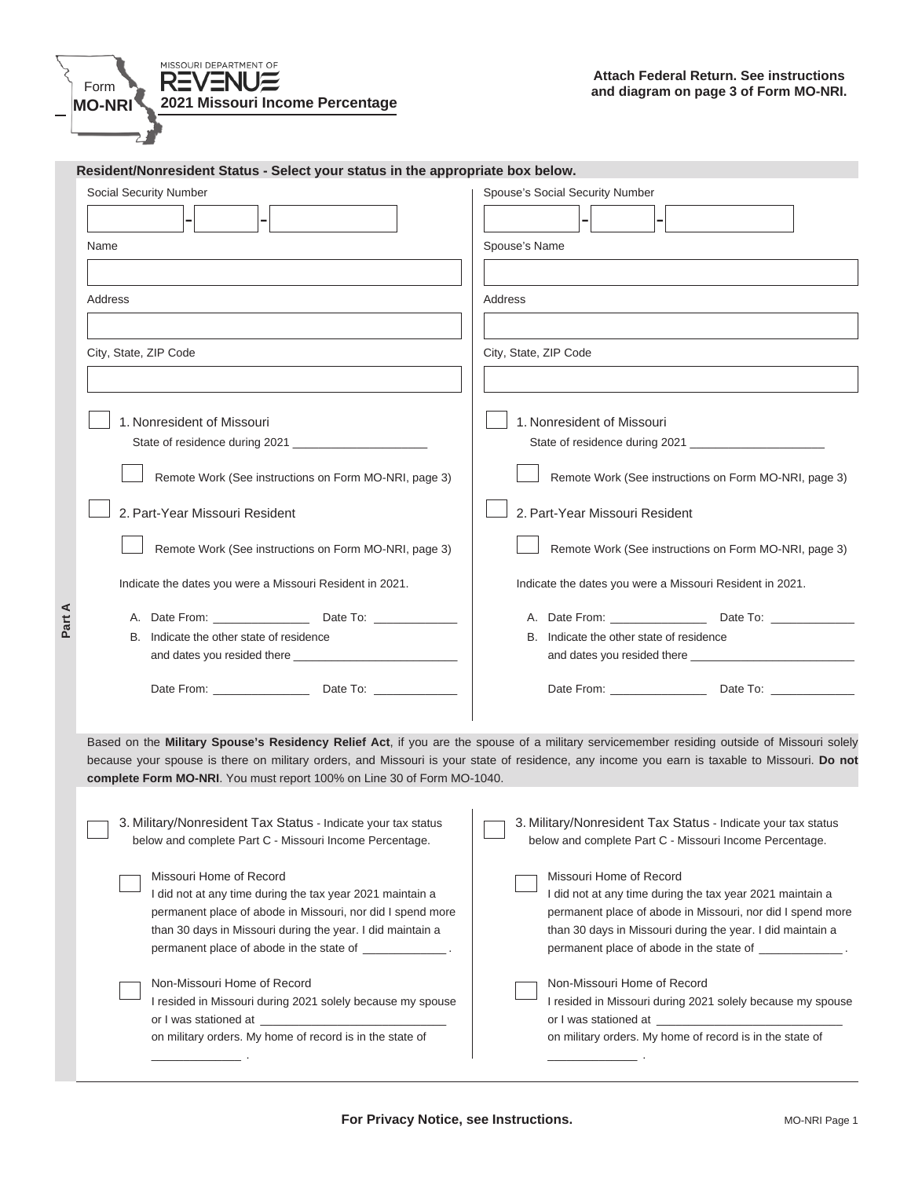Form **MO-NRI**

MISSOURI DEPARTMENT OF REVENUE

**2021 Missouri Income Percentage**

**Attach Federal Return. See instructions and diagram on page 3 of Form MO-NRI.**

## Part A

**Resident/Nonresident Status - Select your status in the appropriate box below.**

| | |
|---|---|
| Social Security Number: ____ - ____ - ____ | Spouse's Social Security Number: ____ - ____ - ____ |
| Name | Spouse's Name |
| Address | Address |
| City, State, ZIP Code | City, State, ZIP Code |

### Taxpayer

☐ 1. Nonresident of Missouri
State of residence during 2021 ____________________

☐ Remote Work (See instructions on Form MO-NRI, page 3)

☐ 2. Part-Year Missouri Resident

☐ Remote Work (See instructions on Form MO-NRI, page 3)

Indicate the dates you were a Missouri Resident in 2021.

A. Date From: ______________ Date To: ____________

B. Indicate the other state of residence and dates you resided there ________________________

Date From: ______________ Date To: ____________

### Spouse

☐ 1. Nonresident of Missouri
State of residence during 2021 ____________________

☐ Remote Work (See instructions on Form MO-NRI, page 3)

☐ 2. Part-Year Missouri Resident

☐ Remote Work (See instructions on Form MO-NRI, page 3)

Indicate the dates you were a Missouri Resident in 2021.

A. Date From: ______________ Date To: ____________

B. Indicate the other state of residence and dates you resided there ________________________

Date From: ______________ Date To: ____________

Based on the **Military Spouse's Residency Relief Act**, if you are the spouse of a military servicemember residing outside of Missouri solely because your spouse is there on military orders, and Missouri is your state of residence, any income you earn is taxable to Missouri. **Do not complete Form MO-NRI**. You must report 100% on Line 30 of Form MO-1040.

### Taxpayer

☐ 3. Military/Nonresident Tax Status - Indicate your tax status below and complete Part C - Missouri Income Percentage.

☐ Missouri Home of Record
I did not at any time during the tax year 2021 maintain a permanent place of abode in Missouri, nor did I spend more than 30 days in Missouri during the year. I did maintain a permanent place of abode in the state of ____________.

☐ Non-Missouri Home of Record
I resided in Missouri during 2021 solely because my spouse or I was stationed at ____________________________ on military orders. My home of record is in the state of ____________.

### Spouse

☐ 3. Military/Nonresident Tax Status - Indicate your tax status below and complete Part C - Missouri Income Percentage.

☐ Missouri Home of Record
I did not at any time during the tax year 2021 maintain a permanent place of abode in Missouri, nor did I spend more than 30 days in Missouri during the year. I did maintain a permanent place of abode in the state of ____________.

☐ Non-Missouri Home of Record
I resided in Missouri during 2021 solely because my spouse or I was stationed at ____________________________ on military orders. My home of record is in the state of ____________.

**For Privacy Notice, see Instructions.**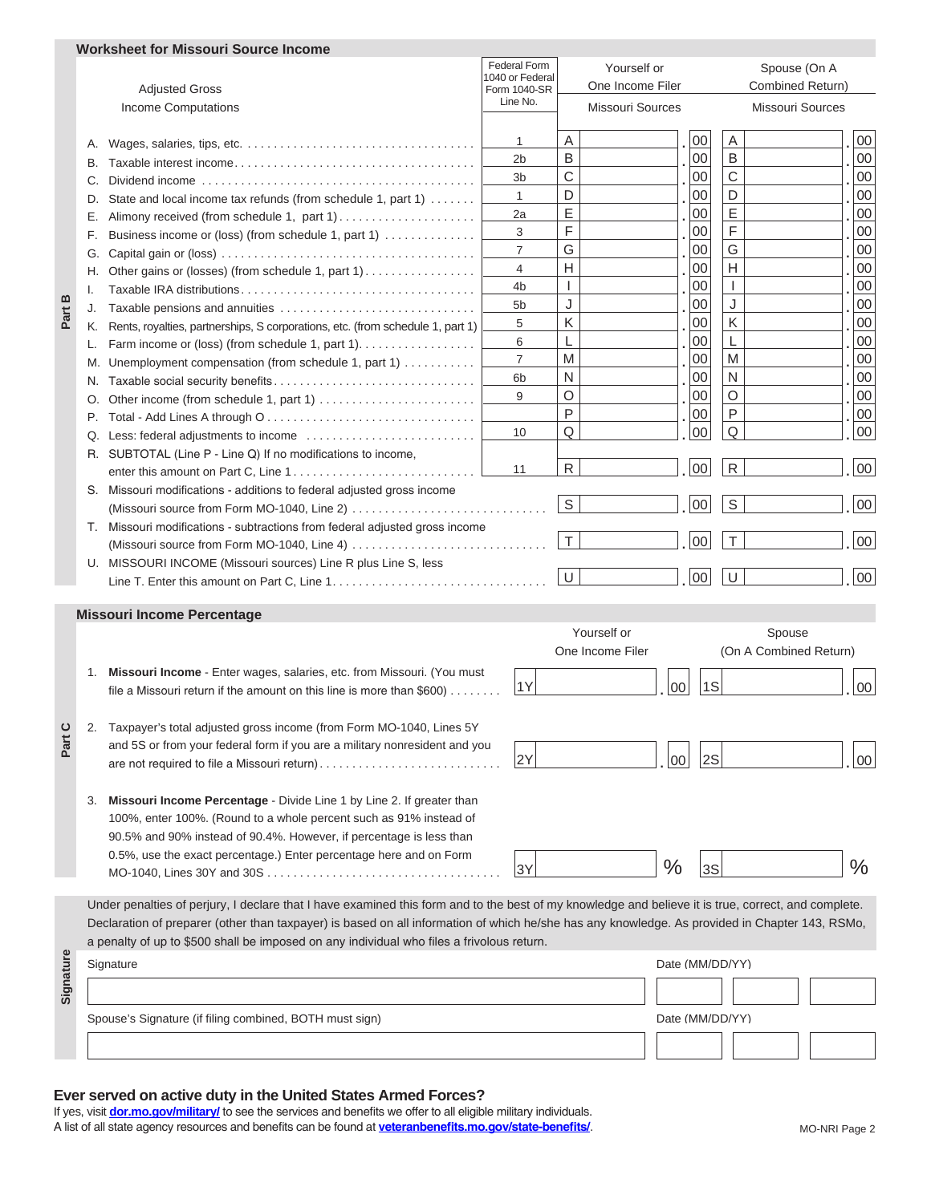## Part B

### Worksheet for Missouri Source Income

| Adjusted Gross Income Computations | Federal Form 1040 or Federal Form 1040-SR Line No. | Yourself or One Income Filer Missouri Sources | Spouse (On A Combined Return) Missouri Sources |
|---|---|---|---|
| A. Wages, salaries, tips, etc. | 1 | A .00 | A .00 |
| B. Taxable interest income | 2b | B .00 | B .00 |
| C. Dividend income | 3b | C .00 | C .00 |
| D. State and local income tax refunds (from schedule 1, part 1) | 1 | D .00 | D .00 |
| E. Alimony received (from schedule 1, part 1) | 2a | E .00 | E .00 |
| F. Business income or (loss) (from schedule 1, part 1) | 3 | F .00 | F .00 |
| G. Capital gain or (loss) | 7 | G .00 | G .00 |
| H. Other gains or (losses) (from schedule 1, part 1) | 4 | H .00 | H .00 |
| I. Taxable IRA distributions | 4b | I .00 | I .00 |
| J. Taxable pensions and annuities | 5b | J .00 | J .00 |
| K. Rents, royalties, partnerships, S corporations, etc. (from schedule 1, part 1) | 5 | K .00 | K .00 |
| L. Farm income or (loss) (from schedule 1, part 1) | 6 | L .00 | L .00 |
| M. Unemployment compensation (from schedule 1, part 1) | 7 | M .00 | M .00 |
| N. Taxable social security benefits | 6b | N .00 | N .00 |
| O. Other income (from schedule 1, part 1) | 9 | O .00 | O .00 |
| P. Total - Add Lines A through O | | P .00 | P .00 |
| Q. Less: federal adjustments to income | 10 | Q .00 | Q .00 |
| R. SUBTOTAL (Line P - Line Q) If no modifications to income, enter this amount on Part C, Line 1 | 11 | R .00 | R .00 |
| S. Missouri modifications - additions to federal adjusted gross income (Missouri source from Form MO-1040, Line 2) | | S .00 | S .00 |
| T. Missouri modifications - subtractions from federal adjusted gross income (Missouri source from Form MO-1040, Line 4) | | T .00 | T .00 |
| U. MISSOURI INCOME (Missouri sources) Line R plus Line S, less Line T. Enter this amount on Part C, Line 1 | | U .00 | U .00 |

## Part C

### Missouri Income Percentage

| | Yourself or One Income Filer | Spouse (On A Combined Return) |
|---|---|---|
| 1. **Missouri Income** - Enter wages, salaries, etc. from Missouri. (You must file a Missouri return if the amount on this line is more than $600) | 1Y .00 | 1S .00 |
| 2. Taxpayer's total adjusted gross income (from Form MO-1040, Lines 5Y and 5S or from your federal form if you are a military nonresident and you are not required to file a Missouri return) | 2Y .00 | 2S .00 |
| 3. **Missouri Income Percentage** - Divide Line 1 by Line 2. If greater than 100%, enter 100%. (Round to a whole percent such as 91% instead of 90.5% and 90% instead of 90.4%. However, if percentage is less than 0.5%, use the exact percentage.) Enter percentage here and on Form MO-1040, Lines 30Y and 30S | 3Y % | 3S % |

## Signature

Under penalties of perjury, I declare that I have examined this form and to the best of my knowledge and believe it is true, correct, and complete. Declaration of preparer (other than taxpayer) is based on all information of which he/she has any knowledge. As provided in Chapter 143, RSMo, a penalty of up to $500 shall be imposed on any individual who files a frivolous return.

Signature ______________________ Date (MM/DD/YY) ____ ____ ____

Spouse's Signature (if filing combined, BOTH must sign) ______________________ Date (MM/DD/YY) ____ ____ ____

### Ever served on active duty in the United States Armed Forces?

If yes, visit **dor.mo.gov/military/** to see the services and benefits we offer to all eligible military individuals.
A list of all state agency resources and benefits can be found at **veteranbenefits.mo.gov/state-benefits/**.

MO-NRI Page 2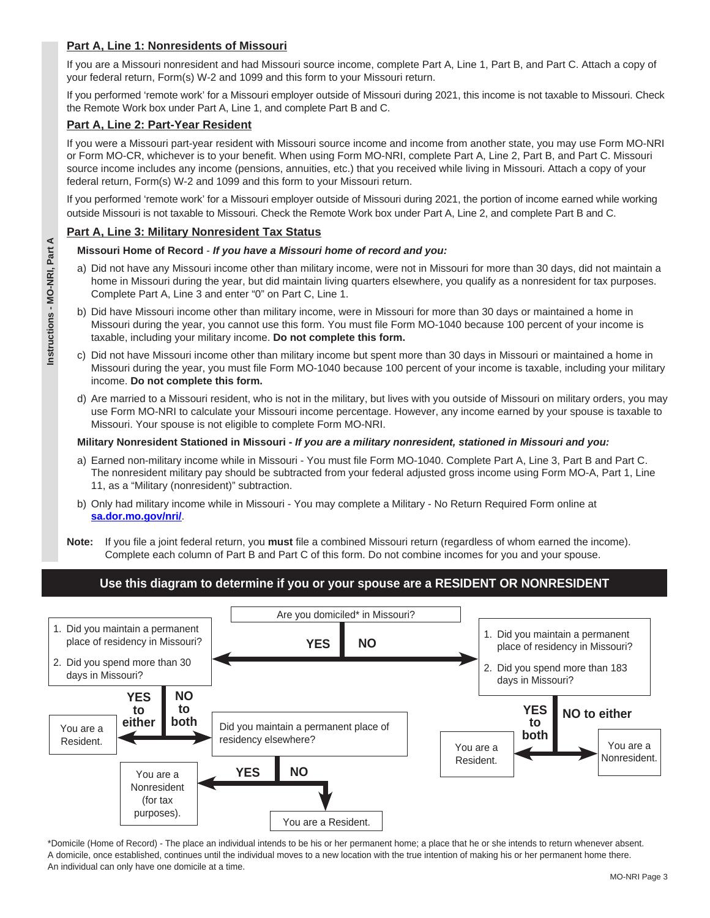### Part A, Line 1: Nonresidents of Missouri

If you are a Missouri nonresident and had Missouri source income, complete Part A, Line 1, Part B, and Part C. Attach a copy of your federal return, Form(s) W-2 and 1099 and this form to your Missouri return.

If you performed 'remote work' for a Missouri employer outside of Missouri during 2021, this income is not taxable to Missouri. Check the Remote Work box under Part A, Line 1, and complete Part B and C.

### Part A, Line 2: Part-Year Resident

If you were a Missouri part-year resident with Missouri source income and income from another state, you may use Form MO-NRI or Form MO-CR, whichever is to your benefit. When using Form MO-NRI, complete Part A, Line 2, Part B, and Part C. Missouri source income includes any income (pensions, annuities, etc.) that you received while living in Missouri. Attach a copy of your federal return, Form(s) W-2 and 1099 and this form to your Missouri return.

If you performed 'remote work' for a Missouri employer outside of Missouri during 2021, the portion of income earned while working outside Missouri is not taxable to Missouri. Check the Remote Work box under Part A, Line 2, and complete Part B and C.

### Part A, Line 3: Military Nonresident Tax Status

**Missouri Home of Record** - ***If you have a Missouri home of record and you:***

a) Did not have any Missouri income other than military income, were not in Missouri for more than 30 days, did not maintain a home in Missouri during the year, but did maintain living quarters elsewhere, you qualify as a nonresident for tax purposes. Complete Part A, Line 3 and enter "0" on Part C, Line 1.

b) Did have Missouri income other than military income, were in Missouri for more than 30 days or maintained a home in Missouri during the year, you cannot use this form. You must file Form MO-1040 because 100 percent of your income is taxable, including your military income. **Do not complete this form.**

c) Did not have Missouri income other than military income but spent more than 30 days in Missouri or maintained a home in Missouri during the year, you must file Form MO-1040 because 100 percent of your income is taxable, including your military income. **Do not complete this form.**

d) Are married to a Missouri resident, who is not in the military, but lives with you outside of Missouri on military orders, you may use Form MO-NRI to calculate your Missouri income percentage. However, any income earned by your spouse is taxable to Missouri. Your spouse is not eligible to complete Form MO-NRI.

**Military Nonresident Stationed in Missouri** - ***If you are a military nonresident, stationed in Missouri and you:***

a) Earned non-military income while in Missouri - You must file Form MO-1040. Complete Part A, Line 3, Part B and Part C. The nonresident military pay should be subtracted from your federal adjusted gross income using Form MO-A, Part 1, Line 11, as a "Military (nonresident)" subtraction.

b) Only had military income while in Missouri - You may complete a Military - No Return Required Form online at **sa.dor.mo.gov/nri/**.

**Note:** If you file a joint federal return, you **must** file a combined Missouri return (regardless of whom earned the income). Complete each column of Part B and Part C of this form. Do not combine incomes for you and your spouse.

## Use this diagram to determine if you or your spouse are a RESIDENT OR NONRESIDENT

Are you domiciled* in Missouri?

YES

1. Did you maintain a permanent place of residency in Missouri?
2. Did you spend more than 30 days in Missouri?

YES to either

You are a Resident.

NO to both

Did you maintain a permanent place of residency elsewhere?

YES

You are a Nonresident (for tax purposes).

NO

You are a Resident.

NO

1. Did you maintain a permanent place of residency in Missouri?
2. Did you spend more than 183 days in Missouri?

YES to both

You are a Resident.

NO to either

You are a Nonresident.

*Domicile (Home of Record) - The place an individual intends to be his or her permanent home; a place that he or she intends to return whenever absent. A domicile, once established, continues until the individual moves to a new location with the true intention of making his or her permanent home there. An individual can only have one domicile at a time.